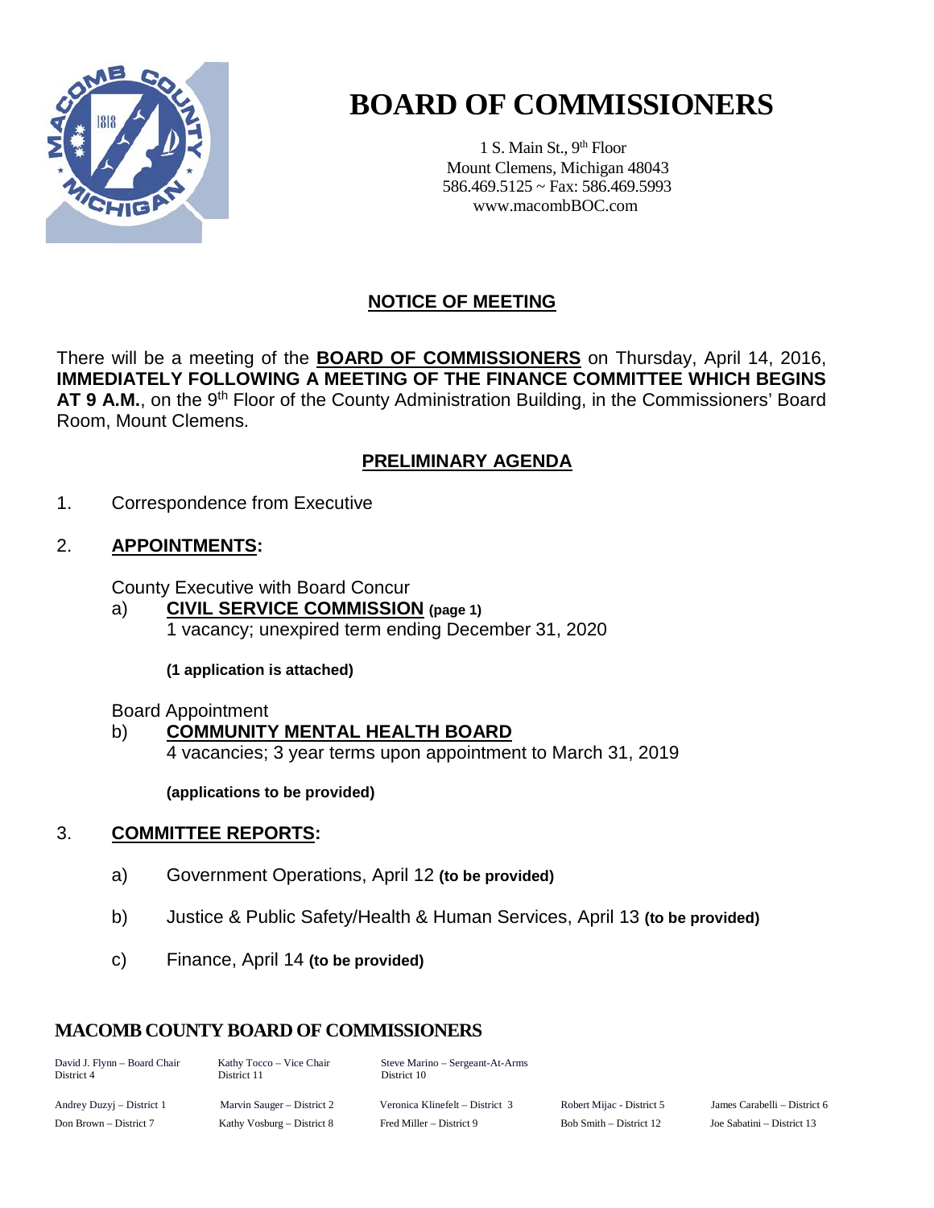# BOARD OF COMMISSIONERS

1 S. Main St., 9th Floor
Mount Clemens, Michigan 48043
586.469.5125 ~ Fax: 586.469.5993
www.macombBOC.com

## NOTICE OF MEETING

There will be a meeting of the **BOARD OF COMMISSIONERS** on Thursday, April 14, 2016, **IMMEDIATELY FOLLOWING A MEETING OF THE FINANCE COMMITTEE WHICH BEGINS AT 9 A.M.**, on the 9th Floor of the County Administration Building, in the Commissioners' Board Room, Mount Clemens.

## PRELIMINARY AGENDA

1. Correspondence from Executive

2. **APPOINTMENTS:**

   County Executive with Board Concur

   a) **CIVIL SERVICE COMMISSION (page 1)**
   1 vacancy; unexpired term ending December 31, 2020

   **(1 application is attached)**

   Board Appointment

   b) **COMMUNITY MENTAL HEALTH BOARD**
   4 vacancies; 3 year terms upon appointment to March 31, 2019

   **(applications to be provided)**

3. **COMMITTEE REPORTS:**

   a) Government Operations, April 12 **(to be provided)**

   b) Justice & Public Safety/Health & Human Services, April 13 **(to be provided)**

   c) Finance, April 14 **(to be provided)**

### MACOMB COUNTY BOARD OF COMMISSIONERS

| | | | | |
|---|---|---|---|---|
| David J. Flynn – Board Chair District 4 | Kathy Tocco – Vice Chair District 11 | Steve Marino – Sergeant-At-Arms District 10 | | |
| Andrey Duzyj – District 1 | Marvin Sauger – District 2 | Veronica Klinefelt – District 3 | Robert Mijac - District 5 | James Carabelli – District 6 |
| Don Brown – District 7 | Kathy Vosburg – District 8 | Fred Miller – District 9 | Bob Smith – District 12 | Joe Sabatini – District 13 |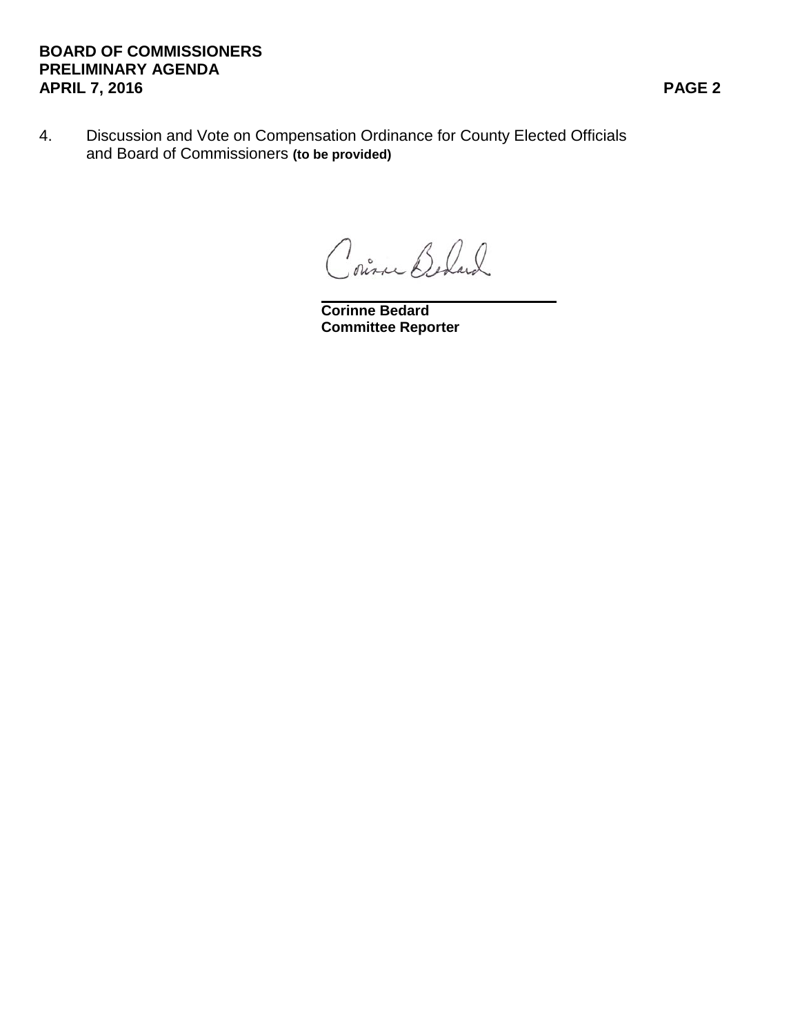4. Discussion and Vote on Compensation Ordinance for County Elected Officials and Board of Commissioners **(to be provided)**

**Corinne Bedard**
**Committee Reporter**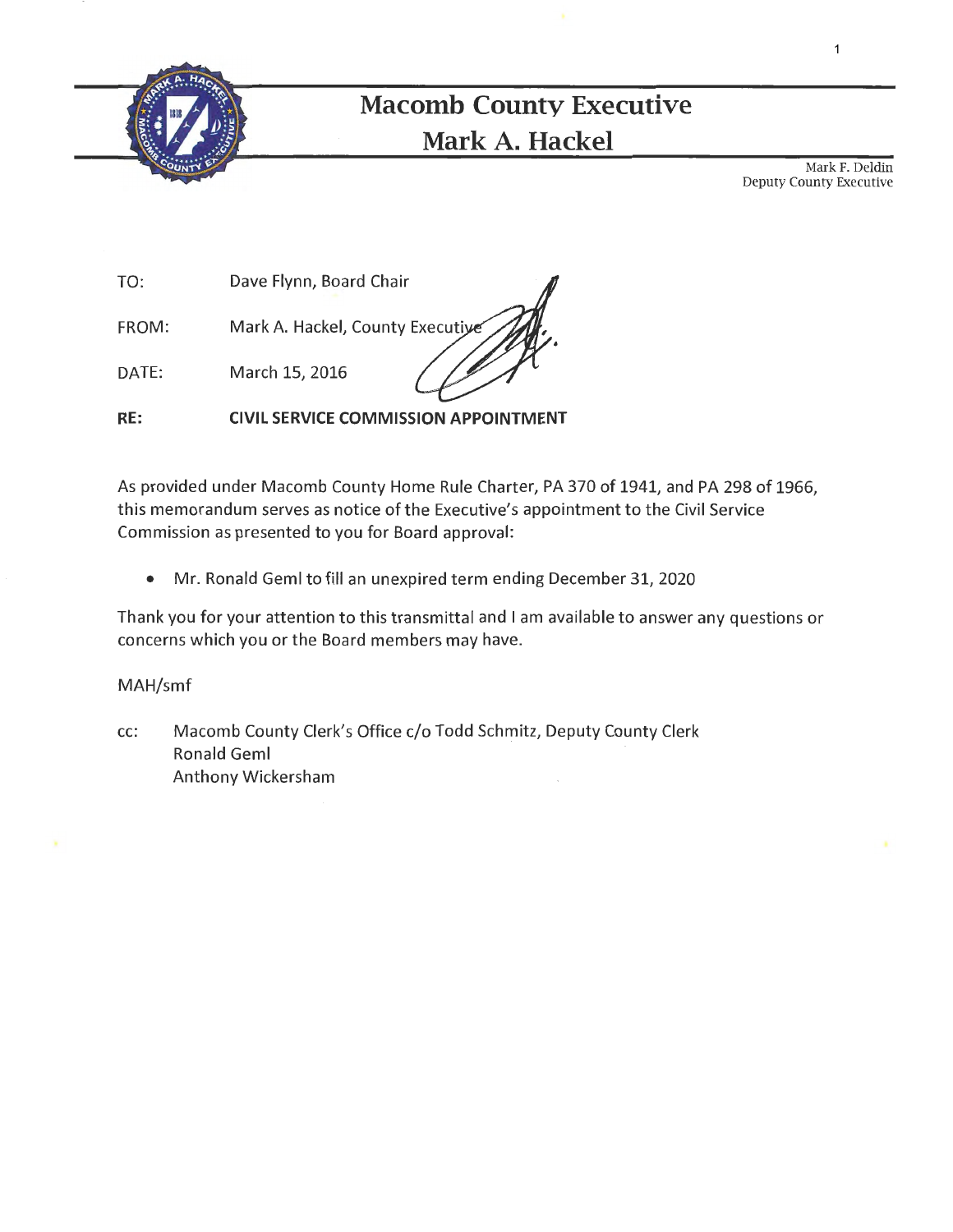# Macomb County Executive
## Mark A. Hackel

Mark F. Deldin
Deputy County Executive

TO: Dave Flynn, Board Chair

FROM: Mark A. Hackel, County Executive

DATE: March 15, 2016

**RE: CIVIL SERVICE COMMISSION APPOINTMENT**

As provided under Macomb County Home Rule Charter, PA 370 of 1941, and PA 298 of 1966, this memorandum serves as notice of the Executive's appointment to the Civil Service Commission as presented to you for Board approval:

- Mr. Ronald Geml to fill an unexpired term ending December 31, 2020

Thank you for your attention to this transmittal and I am available to answer any questions or concerns which you or the Board members may have.

MAH/smf

cc: Macomb County Clerk's Office c/o Todd Schmitz, Deputy County Clerk
Ronald Geml
Anthony Wickersham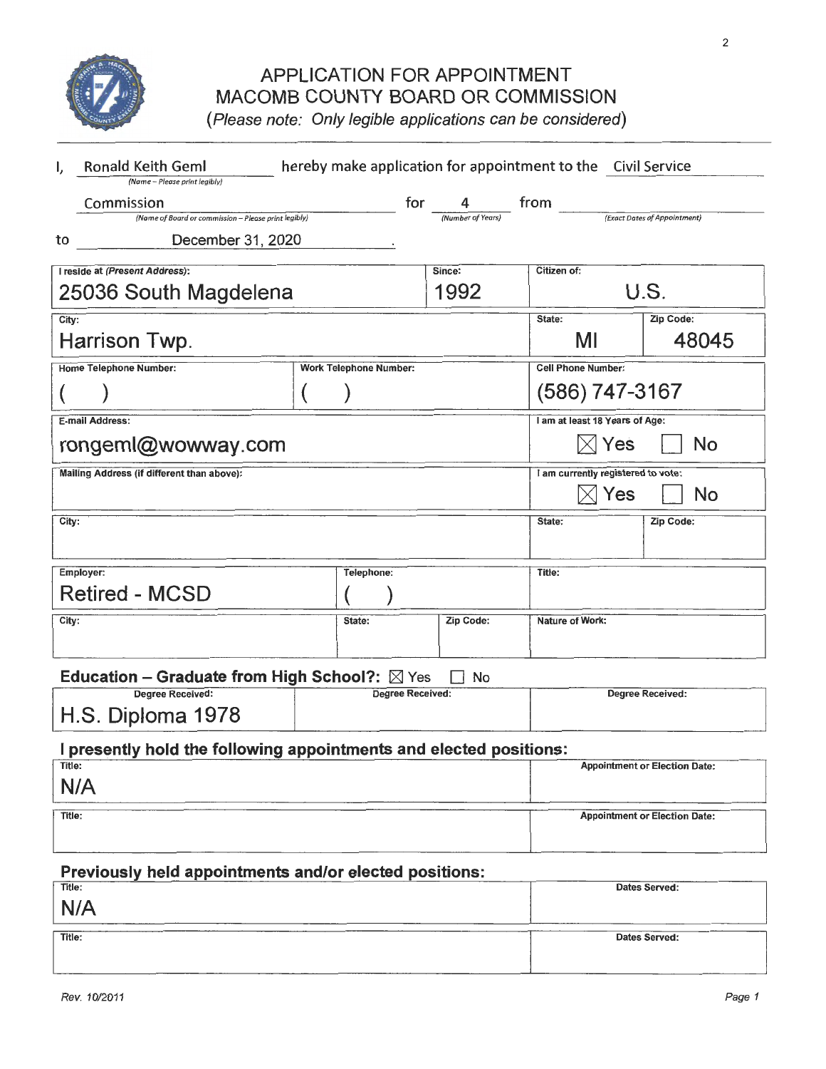# APPLICATION FOR APPOINTMENT
# MACOMB COUNTY BOARD OR COMMISSION

(*Please note: Only legible applications can be considered*)

I, Ronald Keith Geml hereby make application for appointment to the Civil Service Commission for 4 from ______ to December 31, 2020.

*(Name – Please print legibly)* *(Name of Board or commission – Please print legibly)* *(Number of Years)* *(Exact Dates of Appointment)*

| I reside at (Present Address): | Since: | Citizen of: | |
|---|---|---|---|
| 25036 South Magdelena | 1992 | U.S. | |
| **City:** | | **State:** | **Zip Code:** |
| Harrison Twp. | | MI | 48045 |

| Home Telephone Number: | Work Telephone Number: | Cell Phone Number: |
|---|---|---|
| ( ) | ( ) | (586) 747-3167 |

| E-mail Address: | I am at least 18 Years of Age: |
|---|---|
| rongeml@wowway.com | ☒ Yes ☐ No |

| Mailing Address (if different than above): | I am currently registered to vote: | |
|---|---|---|
| | ☒ Yes ☐ No | |
| **City:** | **State:** | **Zip Code:** |
| | | |

| Employer: | Telephone: | | Title: |
|---|---|---|---|
| Retired - MCSD | ( ) | | |
| **City:** | **State:** | **Zip Code:** | **Nature of Work:** |
| | | | |

**Education – Graduate from High School?:** ☒ Yes ☐ No

| Degree Received: | Degree Received: | Degree Received: |
|---|---|---|
| H.S. Diploma 1978 | | |

**I presently hold the following appointments and elected positions:**

| Title: | Appointment or Election Date: |
|---|---|
| N/A | |
| | |

**Previously held appointments and/or elected positions:**

| Title: | Dates Served: |
|---|---|
| N/A | |
| | |

Rev. 10/2011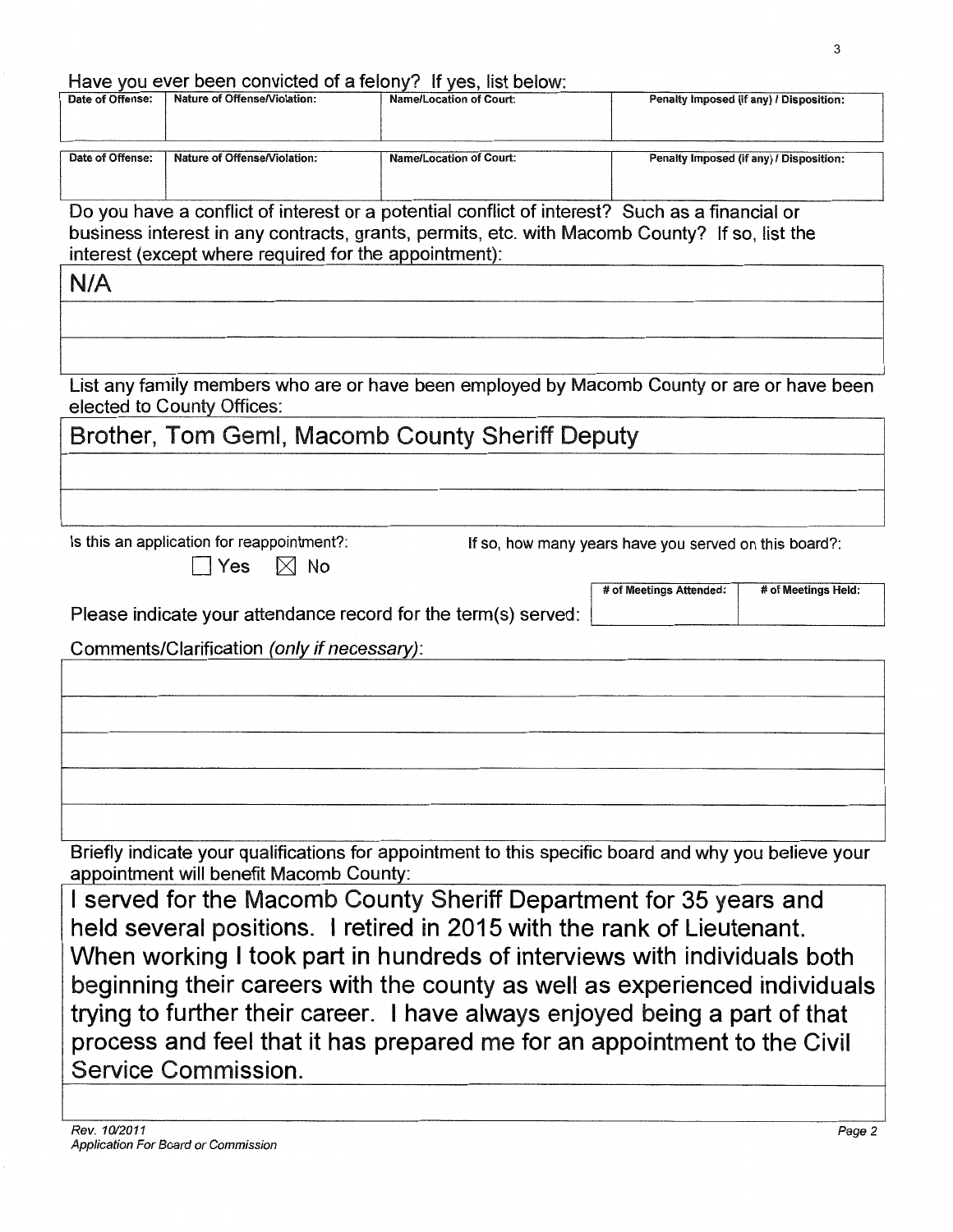Have you ever been convicted of a felony? If yes, list below:

| Date of Offense: | Nature of Offense/Violation: | Name/Location of Court: | Penalty Imposed (if any) / Disposition: |
|---|---|---|---|
| | | | |

| Date of Offense: | Nature of Offense/Violation: | Name/Location of Court: | Penalty Imposed (if any) / Disposition: |
|---|---|---|---|
| | | | |

Do you have a conflict of interest or a potential conflict of interest? Such as a financial or business interest in any contracts, grants, permits, etc. with Macomb County? If so, list the interest (except where required for the appointment):

N/A

List any family members who are or have been employed by Macomb County or are or have been elected to County Offices:

Brother, Tom Geml, Macomb County Sheriff Deputy

Is this an application for reappointment?: ☐ Yes ☒ No

If so, how many years have you served on this board?:

Please indicate your attendance record for the term(s) served:

| # of Meetings Attended: | # of Meetings Held: |
|---|---|
| | |

Comments/Clarification *(only if necessary)*:

Briefly indicate your qualifications for appointment to this specific board and why you believe your appointment will benefit Macomb County:

I served for the Macomb County Sheriff Department for 35 years and held several positions. I retired in 2015 with the rank of Lieutenant. When working I took part in hundreds of interviews with individuals both beginning their careers with the county as well as experienced individuals trying to further their career. I have always enjoyed being a part of that process and feel that it has prepared me for an appointment to the Civil Service Commission.

*Rev. 10/2011*
*Application For Board or Commission*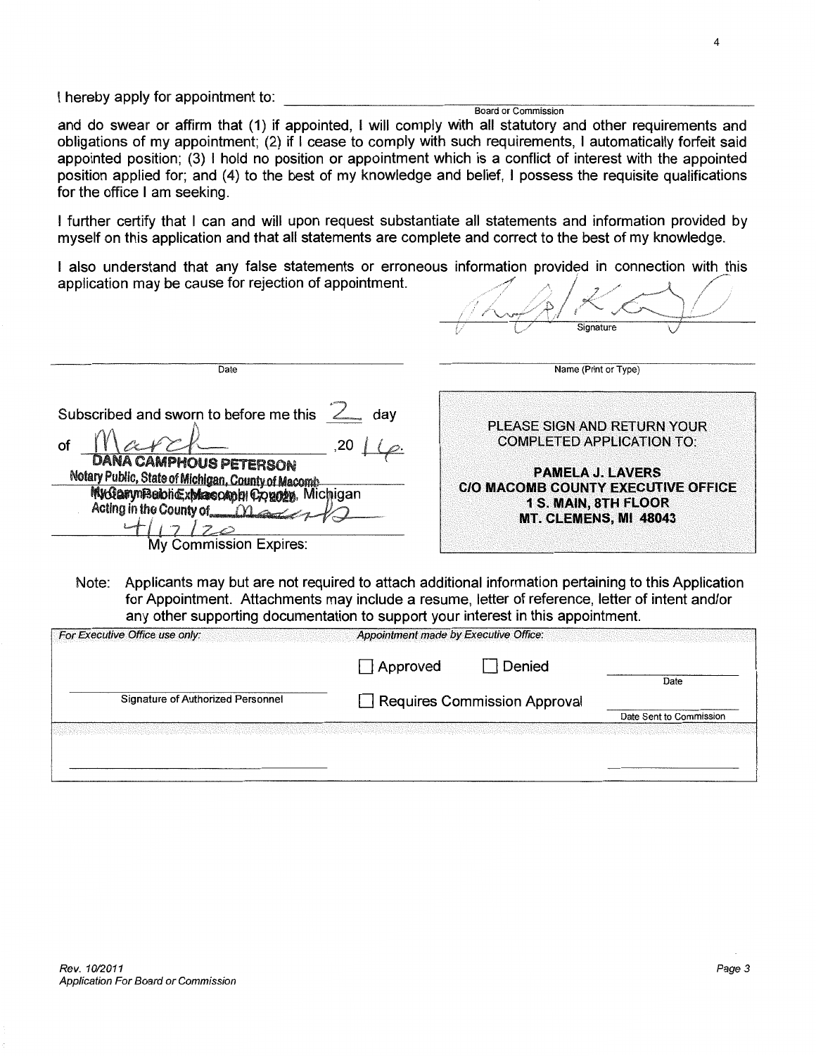I hereby apply for appointment to: ______________________________
Board or Commission

and do swear or affirm that (1) if appointed, I will comply with all statutory and other requirements and obligations of my appointment; (2) if I cease to comply with such requirements, I automatically forfeit said appointed position; (3) I hold no position or appointment which is a conflict of interest with the appointed position applied for; and (4) to the best of my knowledge and belief, I possess the requisite qualifications for the office I am seeking.

I further certify that I can and will upon request substantiate all statements and information provided by myself on this application and that all statements are complete and correct to the best of my knowledge.

I also understand that any false statements or erroneous information provided in connection with this application may be cause for rejection of appointment.

______________________________
Signature

______________________________
Date

______________________________
Name (Print or Type)

Subscribed and sworn to before me this 2 day of March, 20 16.

DANA CAMPHOUS PETERSON
Notary Public, State of Michigan, County of Macomb
My Commission Expires April 17, 2020, Michigan
Acting in the County of Macomb

4/17/20
My Commission Expires:

PLEASE SIGN AND RETURN YOUR COMPLETED APPLICATION TO:

**PAMELA J. LAVERS**
**C/O MACOMB COUNTY EXECUTIVE OFFICE**
**1 S. MAIN, 8TH FLOOR**
**MT. CLEMENS, MI 48043**

Note: Applicants may but are not required to attach additional information pertaining to this Application for Appointment. Attachments may include a resume, letter of reference, letter of intent and/or any other supporting documentation to support your interest in this appointment.

| *For Executive Office use only:* | *Appointment made by Executive Office:* | |
|---|---|---|
| | ☐ Approved ☐ Denied | ______ Date |
| Signature of Authorized Personnel | ☐ Requires Commission Approval | ______ Date Sent to Commission |
| ______ | | ______ |

*Rev. 10/2011*
*Application For Board or Commission*